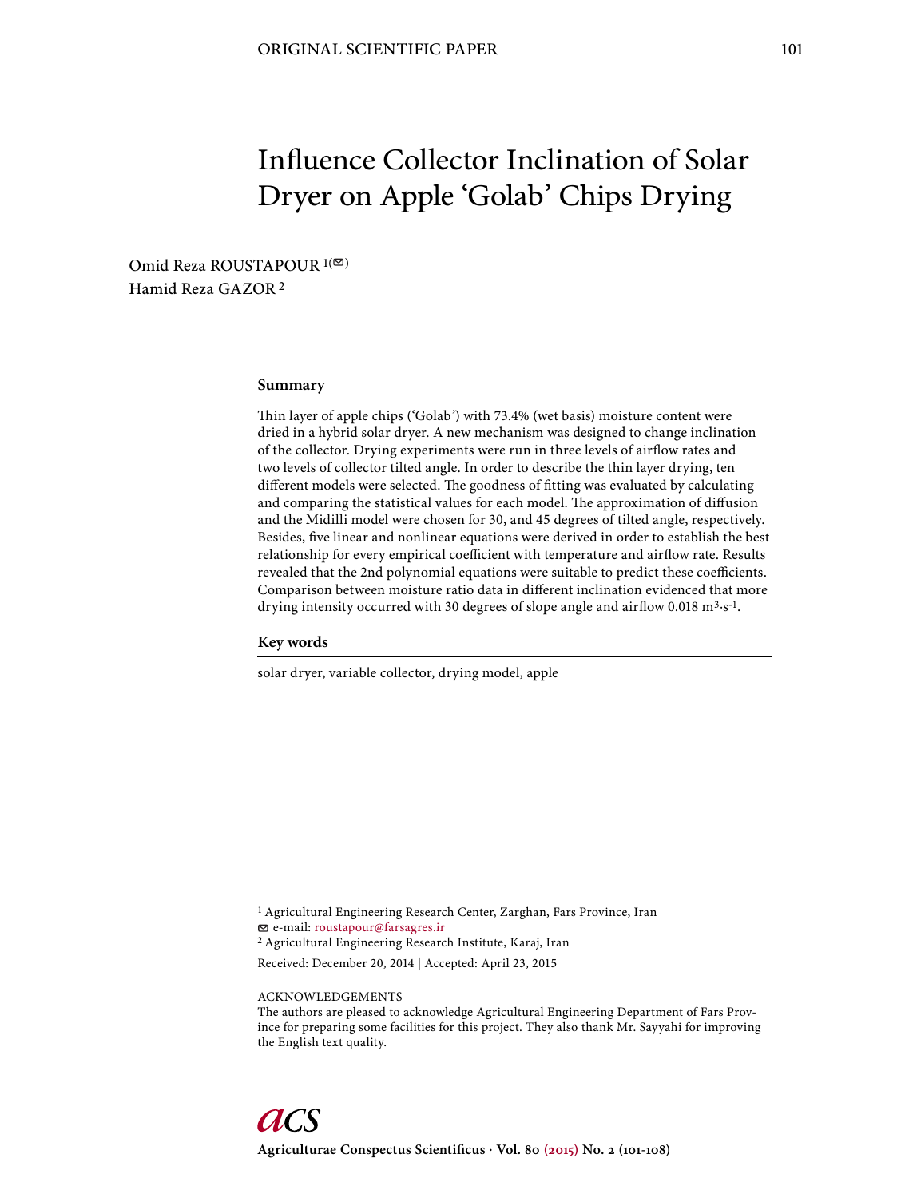# Influence Collector Inclination of Solar Dryer on Apple 'Golab' Chips Drying

Omid Reza ROUSTAPOUR [1(✉)]
Hamid Reza GAZOR [2]

## Summary

Thin layer of apple chips ('Golab') with 73.4% (wet basis) moisture content were dried in a hybrid solar dryer. A new mechanism was designed to change inclination of the collector. Drying experiments were run in three levels of airflow rates and two levels of collector tilted angle. In order to describe the thin layer drying, ten different models were selected. The goodness of fitting was evaluated by calculating and comparing the statistical values for each model. The approximation of diffusion and the Midilli model were chosen for 30, and 45 degrees of tilted angle, respectively. Besides, five linear and nonlinear equations were derived in order to establish the best relationship for every empirical coefficient with temperature and airflow rate. Results revealed that the 2nd polynomial equations were suitable to predict these coefficients. Comparison between moisture ratio data in different inclination evidenced that more drying intensity occurred with 30 degrees of slope angle and airflow 0.018 $m^3 \cdot s^{-1}$.

## Key words

solar dryer, variable collector, drying model, apple

[1] Agricultural Engineering Research Center, Zarghan, Fars Province, Iran
✉ e-mail: roustapour@farsagres.ir
[2] Agricultural Engineering Research Institute, Karaj, Iran

Received: December 20, 2014 | Accepted: April 23, 2015

ACKNOWLEDGEMENTS
The authors are pleased to acknowledge Agricultural Engineering Department of Fars Province for preparing some facilities for this project. They also thank Mr. Sayyahi for improving the English text quality.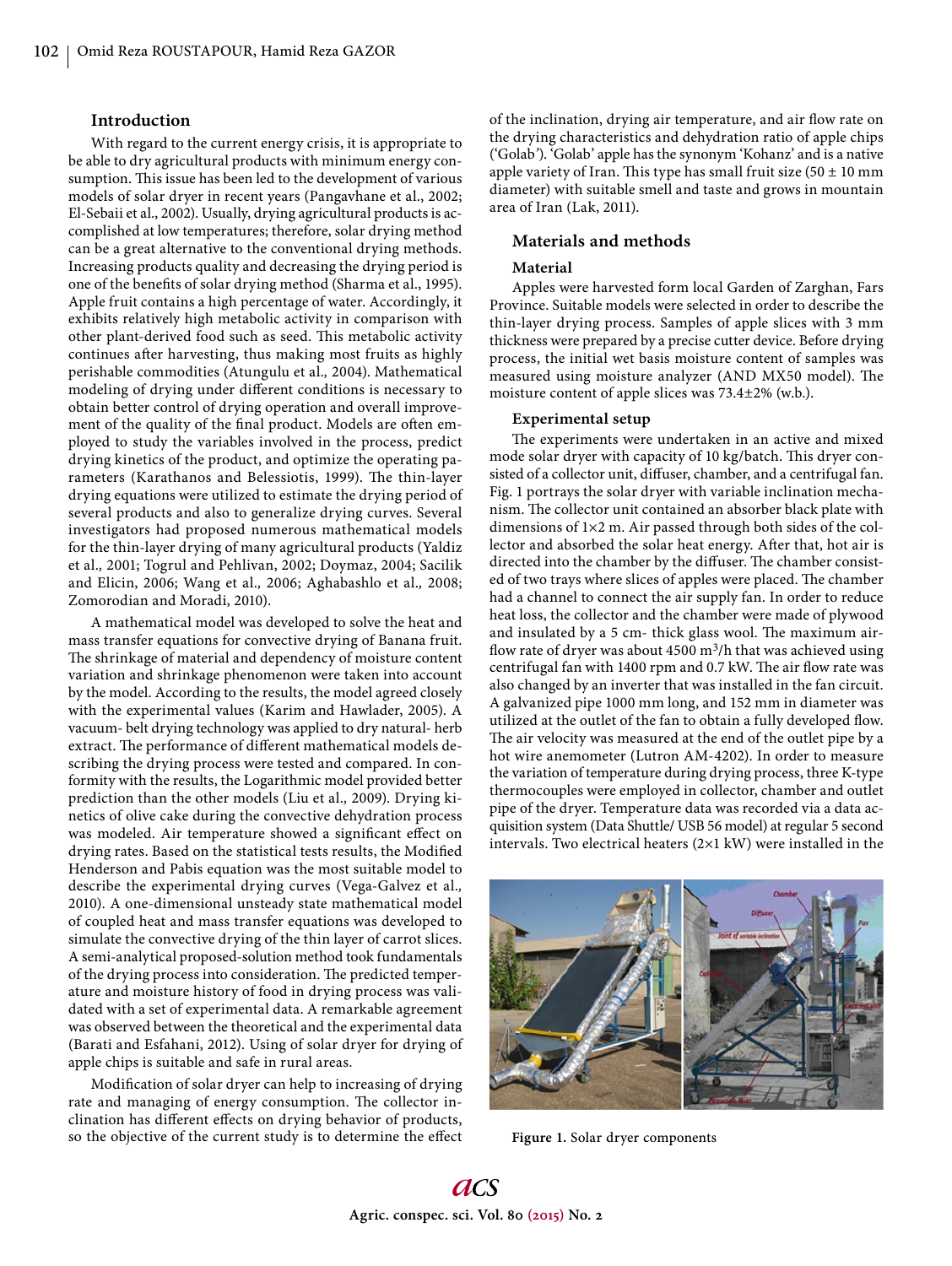## Introduction

With regard to the current energy crisis, it is appropriate to be able to dry agricultural products with minimum energy consumption. This issue has been led to the development of various models of solar dryer in recent years (Pangavhane et al., 2002; El-Sebaii et al., 2002). Usually, drying agricultural products is accomplished at low temperatures; therefore, solar drying method can be a great alternative to the conventional drying methods. Increasing products quality and decreasing the drying period is one of the benefits of solar drying method (Sharma et al., 1995). Apple fruit contains a high percentage of water. Accordingly, it exhibits relatively high metabolic activity in comparison with other plant-derived food such as seed. This metabolic activity continues after harvesting, thus making most fruits as highly perishable commodities (Atungulu et al., 2004). Mathematical modeling of drying under different conditions is necessary to obtain better control of drying operation and overall improvement of the quality of the final product. Models are often employed to study the variables involved in the process, predict drying kinetics of the product, and optimize the operating parameters (Karathanos and Belessiotis, 1999). The thin-layer drying equations were utilized to estimate the drying period of several products and also to generalize drying curves. Several investigators had proposed numerous mathematical models for the thin-layer drying of many agricultural products (Yaldiz et al., 2001; Togrul and Pehlivan, 2002; Doymaz, 2004; Sacilik and Elicin, 2006; Wang et al., 2006; Aghabashlo et al., 2008; Zomorodian and Moradi, 2010).

A mathematical model was developed to solve the heat and mass transfer equations for convective drying of Banana fruit. The shrinkage of material and dependency of moisture content variation and shrinkage phenomenon were taken into account by the model. According to the results, the model agreed closely with the experimental values (Karim and Hawlader, 2005). A vacuum- belt drying technology was applied to dry natural- herb extract. The performance of different mathematical models describing the drying process were tested and compared. In conformity with the results, the Logarithmic model provided better prediction than the other models (Liu et al., 2009). Drying kinetics of olive cake during the convective dehydration process was modeled. Air temperature showed a significant effect on drying rates. Based on the statistical tests results, the Modified Henderson and Pabis equation was the most suitable model to describe the experimental drying curves (Vega-Galvez et al., 2010). A one-dimensional unsteady state mathematical model of coupled heat and mass transfer equations was developed to simulate the convective drying of the thin layer of carrot slices. A semi-analytical proposed-solution method took fundamentals of the drying process into consideration. The predicted temperature and moisture history of food in drying process was validated with a set of experimental data. A remarkable agreement was observed between the theoretical and the experimental data (Barati and Esfahani, 2012). Using of solar dryer for drying of apple chips is suitable and safe in rural areas.

Modification of solar dryer can help to increasing of drying rate and managing of energy consumption. The collector inclination has different effects on drying behavior of products, so the objective of the current study is to determine the effect of the inclination, drying air temperature, and air flow rate on the drying characteristics and dehydration ratio of apple chips ('Golab'). 'Golab' apple has the synonym 'Kohanz' and is a native apple variety of Iran. This type has small fruit size (50 ± 10 mm diameter) with suitable smell and taste and grows in mountain area of Iran (Lak, 2011).

## Materials and methods

### Material

Apples were harvested form local Garden of Zarghan, Fars Province. Suitable models were selected in order to describe the thin-layer drying process. Samples of apple slices with 3 mm thickness were prepared by a precise cutter device. Before drying process, the initial wet basis moisture content of samples was measured using moisture analyzer (AND MX50 model). The moisture content of apple slices was 73.4±2% (w.b.).

### Experimental setup

The experiments were undertaken in an active and mixed mode solar dryer with capacity of 10 kg/batch. This dryer consisted of a collector unit, diffuser, chamber, and a centrifugal fan. Fig. 1 portrays the solar dryer with variable inclination mechanism. The collector unit contained an absorber black plate with dimensions of 1×2 m. Air passed through both sides of the collector and absorbed the solar heat energy. After that, hot air is directed into the chamber by the diffuser. The chamber consisted of two trays where slices of apples were placed. The chamber had a channel to connect the air supply fan. In order to reduce heat loss, the collector and the chamber were made of plywood and insulated by a 5 cm- thick glass wool. The maximum airflow rate of dryer was about 4500 $m^3$/h that was achieved using centrifugal fan with 1400 rpm and 0.7 kW. The air flow rate was also changed by an inverter that was installed in the fan circuit. A galvanized pipe 1000 mm long, and 152 mm in diameter was utilized at the outlet of the fan to obtain a fully developed flow. The air velocity was measured at the end of the outlet pipe by a hot wire anemometer (Lutron AM-4202). In order to measure the variation of temperature during drying process, three K-type thermocouples were employed in collector, chamber and outlet pipe of the dryer. Temperature data was recorded via a data acquisition system (Data Shuttle/ USB 56 model) at regular 5 second intervals. Two electrical heaters (2×1 kW) were installed in the

**Figure 1.** Solar dryer components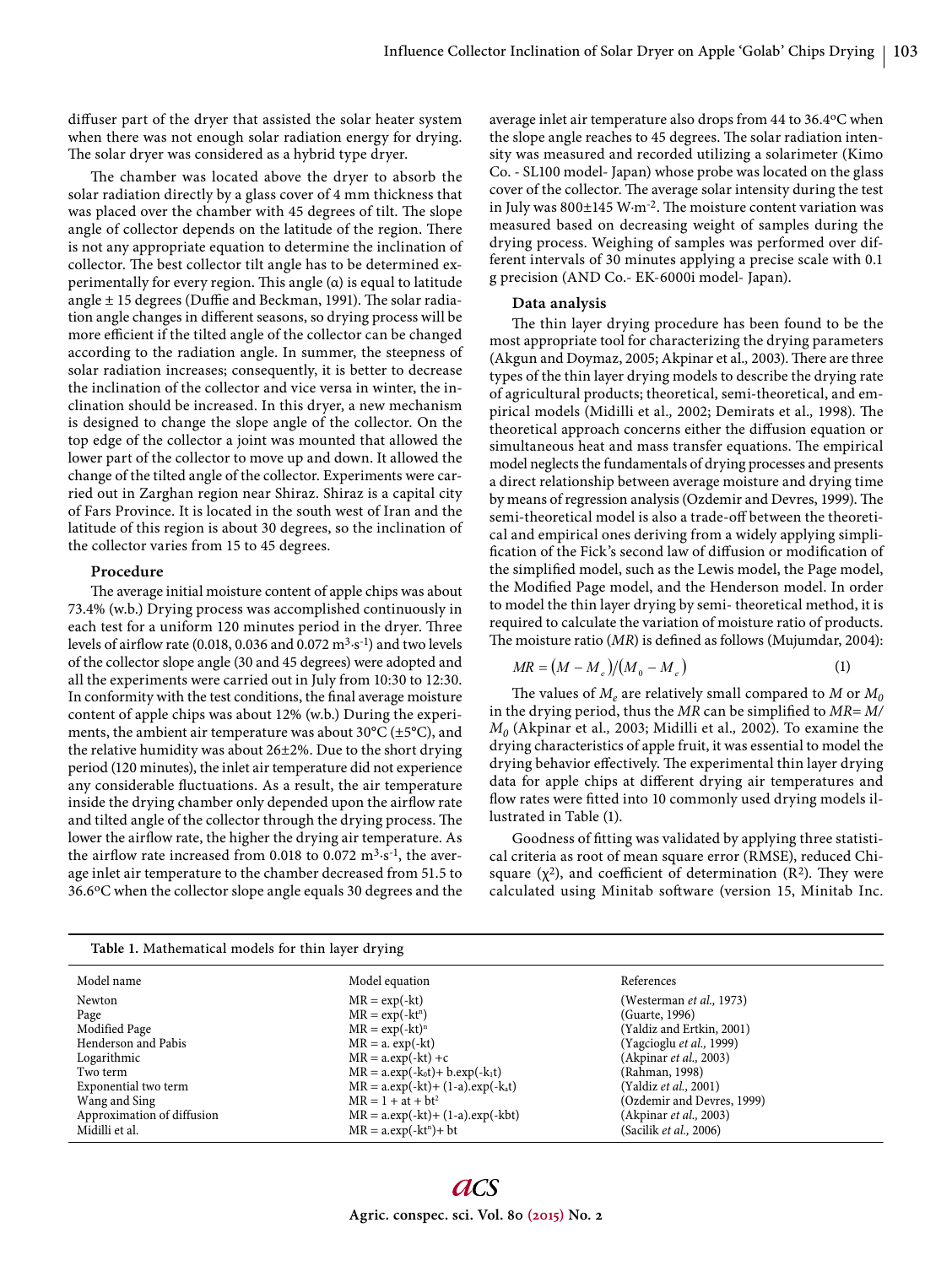diffuser part of the dryer that assisted the solar heater system when there was not enough solar radiation energy for drying. The solar dryer was considered as a hybrid type dryer.

The chamber was located above the dryer to absorb the solar radiation directly by a glass cover of 4 mm thickness that was placed over the chamber with 45 degrees of tilt. The slope angle of collector depends on the latitude of the region. There is not any appropriate equation to determine the inclination of collector. The best collector tilt angle has to be determined experimentally for every region. This angle (α) is equal to latitude angle ± 15 degrees (Duffie and Beckman, 1991). The solar radiation angle changes in different seasons, so drying process will be more efficient if the tilted angle of the collector can be changed according to the radiation angle. In summer, the steepness of solar radiation increases; consequently, it is better to decrease the inclination of the collector and vice versa in winter, the inclination should be increased. In this dryer, a new mechanism is designed to change the slope angle of the collector. On the top edge of the collector a joint was mounted that allowed the lower part of the collector to move up and down. It allowed the change of the tilted angle of the collector. Experiments were carried out in Zarghan region near Shiraz. Shiraz is a capital city of Fars Province. It is located in the south west of Iran and the latitude of this region is about 30 degrees, so the inclination of the collector varies from 15 to 45 degrees.

### Procedure

The average initial moisture content of apple chips was about 73.4% (w.b.) Drying process was accomplished continuously in each test for a uniform 120 minutes period in the dryer. Three levels of airflow rate (0.018, 0.036 and 0.072 $m^3 \cdot s^{-1}$) and two levels of the collector slope angle (30 and 45 degrees) were adopted and all the experiments were carried out in July from 10:30 to 12:30. In conformity with the test conditions, the final average moisture content of apple chips was about 12% (w.b.) During the experiments, the ambient air temperature was about 30°C (±5°C), and the relative humidity was about 26±2%. Due to the short drying period (120 minutes), the inlet air temperature did not experience any considerable fluctuations. As a result, the air temperature inside the drying chamber only depended upon the airflow rate and tilted angle of the collector through the drying process. The lower the airflow rate, the higher the drying air temperature. As the airflow rate increased from 0.018 to 0.072 $m^3 \cdot s^{-1}$, the average inlet air temperature to the chamber decreased from 51.5 to 36.6°C when the collector slope angle equals 30 degrees and the average inlet air temperature also drops from 44 to 36.4°C when the slope angle reaches to 45 degrees. The solar radiation intensity was measured and recorded utilizing a solarimeter (Kimo Co. - SL100 model- Japan) whose probe was located on the glass cover of the collector. The average solar intensity during the test in July was 800±145 $W \cdot m^{-2}$. The moisture content variation was measured based on decreasing weight of samples during the drying process. Weighing of samples was performed over different intervals of 30 minutes applying a precise scale with 0.1 g precision (AND Co.- EK-6000i model- Japan).

### Data analysis

The thin layer drying procedure has been found to be the most appropriate tool for characterizing the drying parameters (Akgun and Doymaz, 2005; Akpinar et al., 2003). There are three types of the thin layer drying models to describe the drying rate of agricultural products; theoretical, semi-theoretical, and empirical models (Midilli et al., 2002; Demirats et al., 1998). The theoretical approach concerns either the diffusion equation or simultaneous heat and mass transfer equations. The empirical model neglects the fundamentals of drying processes and presents a direct relationship between average moisture and drying time by means of regression analysis (Ozdemir and Devres, 1999). The semi-theoretical model is also a trade-off between the theoretical and empirical ones deriving from a widely applying simplification of the Fick's second law of diffusion or modification of the simplified model, such as the Lewis model, the Page model, the Modified Page model, and the Henderson model. In order to model the thin layer drying by semi- theoretical method, it is required to calculate the variation of moisture ratio of products. The moisture ratio (*MR*) is defined as follows (Mujumdar, 2004):

$$MR = (M - M_e)/(M_0 - M_e) \tag{1}$$

The values of $M_e$ are relatively small compared to $M$ or $M_0$ in the drying period, thus the $MR$ can be simplified to $MR = M/M_0$ (Akpinar et al., 2003; Midilli et al., 2002). To examine the drying characteristics of apple fruit, it was essential to model the drying behavior effectively. The experimental thin layer drying data for apple chips at different drying air temperatures and flow rates were fitted into 10 commonly used drying models illustrated in Table (1).

Goodness of fitting was validated by applying three statistical criteria as root of mean square error (RMSE), reduced Chi-square ($\chi^2$), and coefficient of determination ($R^2$). They were calculated using Minitab software (version 15, Minitab Inc.

**Table 1.** Mathematical models for thin layer drying

| Model name | Model equation | References |
|---|---|---|
| Newton | $MR = \exp(-kt)$ | (Westerman *et al.,* 1973) |
| Page | $MR = \exp(-kt^n)$ | (Guarte, 1996) |
| Modified Page | $MR = \exp(-kt)^n$ | (Yaldiz and Ertkin, 2001) |
| Henderson and Pabis | $MR = a.\exp(-kt)$ | (Yagcioglu *et al.,* 1999) |
| Logarithmic | $MR = a.\exp(-kt) + c$ | (Akpinar *et al.,* 2003) |
| Two term | $MR = a.\exp(-k_0t) + b.\exp(-k_1t)$ | (Rahman, 1998) |
| Exponential two term | $MR = a.\exp(-kt) + (1-a).\exp(-k_at)$ | (Yaldiz *et al.,* 2001) |
| Wang and Sing | $MR = 1 + at + bt^2$ | (Ozdemir and Devres, 1999) |
| Approximation of diffusion | $MR = a.\exp(-kt) + (1-a).\exp(-kbt)$ | (Akpinar *et al.,* 2003) |
| Midilli et al. | $MR = a.\exp(-kt^n) + bt$ | (Sacilik *et al.,* 2006) |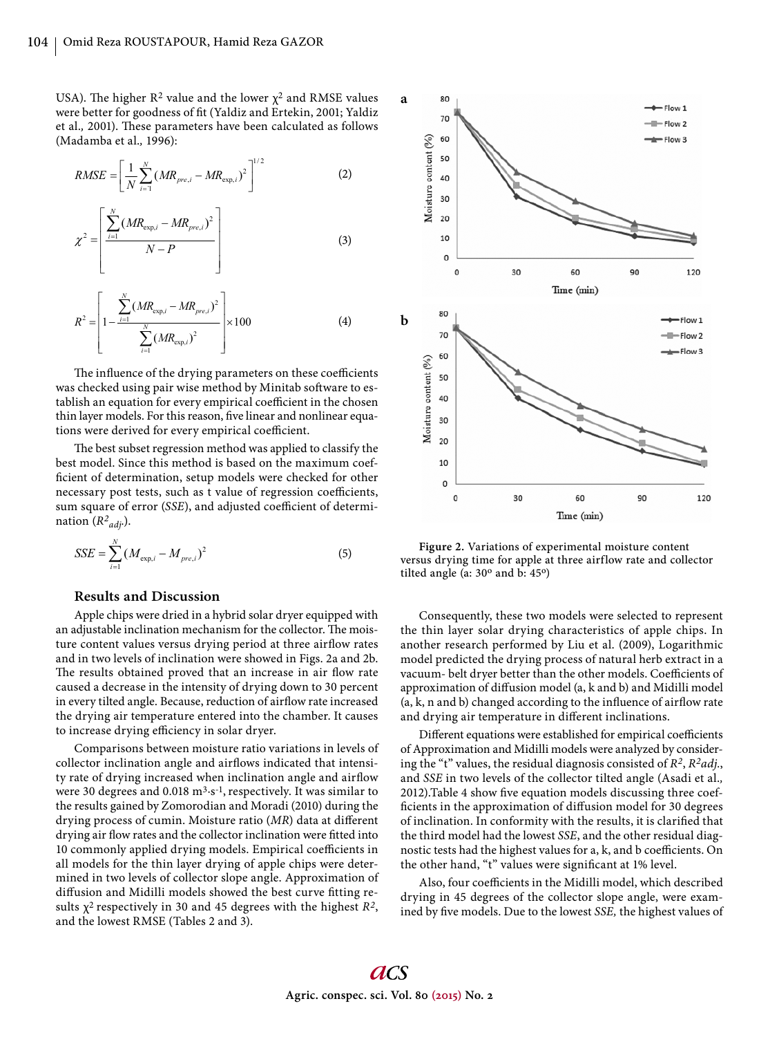USA). The higher $R^2$ value and the lower $\chi^2$ and RMSE values were better for goodness of fit (Yaldiz and Ertekin, 2001; Yaldiz et al., 2001). These parameters have been calculated as follows (Madamba et al., 1996):

$$RMSE = \left[ \frac{1}{N} \sum_{i=1}^{N} (MR_{pre,i} - MR_{\exp,i})^2 \right]^{1/2} \quad (2)$$

$$\chi^2 = \left[ \frac{\sum_{i=1}^{N} (MR_{\exp,i} - MR_{pre,i})^2}{N - P} \right] \quad (3)$$

$$R^2 = \left[ 1 - \frac{\sum_{i=1}^{N} (MR_{\exp,i} - MR_{pre,i})^2}{\sum_{i=1}^{N} (MR_{\exp,i})^2} \right] \times 100 \quad (4)$$

The influence of the drying parameters on these coefficients was checked using pair wise method by Minitab software to establish an equation for every empirical coefficient in the chosen thin layer models. For this reason, five linear and nonlinear equations were derived for every empirical coefficient.

The best subset regression method was applied to classify the best model. Since this method is based on the maximum coefficient of determination, setup models were checked for other necessary post tests, such as t value of regression coefficients, sum square of error (*SSE*), and adjusted coefficient of determination ($R^2_{adj}$).

$$SSE = \sum_{i=1}^{N} (M_{\exp,i} - M_{pre,i})^2 \quad (5)$$

## Results and Discussion

Apple chips were dried in a hybrid solar dryer equipped with an adjustable inclination mechanism for the collector. The moisture content values versus drying period at three airflow rates and in two levels of inclination were showed in Figs. 2a and 2b. The results obtained proved that an increase in air flow rate caused a decrease in the intensity of drying down to 30 percent in every tilted angle. Because, reduction of airflow rate increased the drying air temperature entered into the chamber. It causes to increase drying efficiency in solar dryer.

Comparisons between moisture ratio variations in levels of collector inclination angle and airflows indicated that intensity rate of drying increased when inclination angle and airflow were 30 degrees and 0.018 $m^3 \cdot s^{-1}$, respectively. It was similar to the results gained by Zomorodian and Moradi (2010) during the drying process of cumin. Moisture ratio (*MR*) data at different drying air flow rates and the collector inclination were fitted into 10 commonly applied drying models. Empirical coefficients in all models for the thin layer drying of apple chips were determined in two levels of collector slope angle. Approximation of diffusion and Midilli models showed the best curve fitting results $\chi^2$ respectively in 30 and 45 degrees with the highest $R^2$, and the lowest RMSE (Tables 2 and 3).

Figure 2. Variations of experimental moisture content versus drying time for apple at three airflow rate and collector tilted angle (a: 30º and b: 45º)

Consequently, these two models were selected to represent the thin layer solar drying characteristics of apple chips. In another research performed by Liu et al. (2009), Logarithmic model predicted the drying process of natural herb extract in a vacuum- belt dryer better than the other models. Coefficients of approximation of diffusion model (a, k and b) and Midilli model (a, k, n and b) changed according to the influence of airflow rate and drying air temperature in different inclinations.

Different equations were established for empirical coefficients of Approximation and Midilli models were analyzed by considering the "t" values, the residual diagnosis consisted of $R^2$, $R^2adj.$, and *SSE* in two levels of the collector tilted angle (Asadi et al., 2012).Table 4 show five equation models discussing three coefficients in the approximation of diffusion model for 30 degrees of inclination. In conformity with the results, it is clarified that the third model had the lowest *SSE*, and the other residual diagnostic tests had the highest values for a, k, and b coefficients. On the other hand, "t" values were significant at 1% level.

Also, four coefficients in the Midilli model, which described drying in 45 degrees of the collector slope angle, were examined by five models. Due to the lowest *SSE,* the highest values of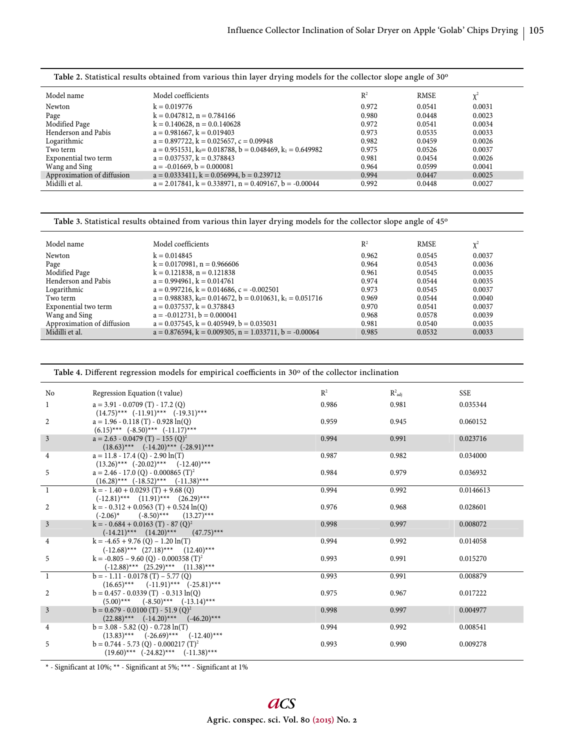**Table 2.** Statistical results obtained from various thin layer drying models for the collector slope angle of 30º

| Model name | Model coefficients | $R^2$ | RMSE | $\chi^2$ |
|---|---|---|---|---|
| Newton | k = 0.019776 | 0.972 | 0.0541 | 0.0031 |
| Page | k = 0.047812, n = 0.784166 | 0.980 | 0.0448 | 0.0023 |
| Modified Page | k = 0.140628, n = 0.0.140628 | 0.972 | 0.0541 | 0.0034 |
| Henderson and Pabis | a = 0.981667, k = 0.019403 | 0.973 | 0.0535 | 0.0033 |
| Logarithmic | a = 0.897722, k = 0.025657, c = 0.09948 | 0.982 | 0.0459 | 0.0026 |
| Two term | a = 0.951531, $k_0$= 0.018788, b = 0.048469, $k_1$ = 0.649982 | 0.975 | 0.0526 | 0.0037 |
| Exponential two term | a = 0.037537, k = 0.378843 | 0.981 | 0.0454 | 0.0026 |
| Wang and Sing | a = -0.01669, b = 0.000081 | 0.964 | 0.0599 | 0.0041 |
| Approximation of diffusion | a = 0.0333411, k = 0.056994, b = 0.239712 | 0.994 | 0.0447 | 0.0025 |
| Midilli et al. | a = 2.017841, k = 0.338971, n = 0.409167, b = -0.00044 | 0.992 | 0.0448 | 0.0027 |

**Table 3.** Statistical results obtained from various thin layer drying models for the collector slope angle of 45º

| Model name | Model coefficients | $R^2$ | RMSE | $\chi^2$ |
|---|---|---|---|---|
| Newton | k = 0.014845 | 0.962 | 0.0545 | 0.0037 |
| Page | k = 0.0170981, n = 0.966606 | 0.964 | 0.0543 | 0.0036 |
| Modified Page | k = 0.121838, n = 0.121838 | 0.961 | 0.0545 | 0.0035 |
| Henderson and Pabis | a = 0.994961, k = 0.014761 | 0.974 | 0.0544 | 0.0035 |
| Logarithmic | a = 0.997216, k = 0.014686, c = -0.002501 | 0.973 | 0.0545 | 0.0037 |
| Two term | a = 0.988383, $k_0$= 0.014672, b = 0.010631, $k_1$ = 0.051716 | 0.969 | 0.0544 | 0.0040 |
| Exponential two term | a = 0.037537, k = 0.378843 | 0.970 | 0.0541 | 0.0037 |
| Wang and Sing | a = -0.012731, b = 0.000041 | 0.968 | 0.0578 | 0.0039 |
| Approximation of diffusion | a = 0.037545, k = 0.405949, b = 0.035031 | 0.981 | 0.0540 | 0.0035 |
| Midilli et al. | a = 0.876594, k = 0.009305, n = 1.033711, b = -0.00064 | 0.985 | 0.0532 | 0.0033 |

**Table 4.** Different regression models for empirical coefficients in 30º of the collector inclination

| No | Regression Equation (t value) | $R^2$ | $R^2_{adj}$ | SSE |
|---|---|---|---|---|
| 1 | a = 3.91 - 0.0709 (T) - 17.2 (Q)<br>(14.75)*** (-11.91)*** (-19.31)*** | 0.986 | 0.981 | 0.035344 |
| 2 | a = 1.96 - 0.118 (T) - 0.928 ln(Q)<br>(6.15)*** (-8.50)*** (-11.17)*** | 0.959 | 0.945 | 0.060152 |
| 3 | a = 2.63 - 0.0479 (T) – 155 $(Q)^2$<br>(18.63)*** (-14.20)*** (-28.91)*** | 0.994 | 0.991 | 0.023716 |
| 4 | a = 11.8 - 17.4 (Q) - 2.90 ln(T)<br>(13.26)*** (-20.02)*** (-12.40)*** | 0.987 | 0.982 | 0.034000 |
| 5 | a = 2.46 - 17.0 (Q) - 0.000865 $(T)^2$<br>(16.28)*** (-18.52)*** (-11.38)*** | 0.984 | 0.979 | 0.036932 |
| 1 | k = - 1.40 + 0.0293 (T) + 9.68 (Q)<br>(-12.81)*** (11.91)*** (26.29)*** | 0.994 | 0.992 | 0.0146613 |
| 2 | k = - 0.312 + 0.0563 (T) + 0.524 ln(Q)<br>(-2.06)* (-8.50)*** (13.27)*** | 0.976 | 0.968 | 0.028601 |
| 3 | k = - 0.684 + 0.0163 (T) - 87 $(Q)^2$<br>(-14.21)*** (14.20)*** (47.75)*** | 0.998 | 0.997 | 0.008072 |
| 4 | k = -4.65 + 9.76 (Q) – 1.20 ln(T)<br>(-12.68)*** (27.18)*** (12.40)*** | 0.994 | 0.992 | 0.014058 |
| 5 | k = -0.805 – 9.60 (Q) - 0.000358 $(T)^2$<br>(-12.88)*** (25.29)*** (11.38)*** | 0.993 | 0.991 | 0.015270 |
| 1 | b = - 1.11 - 0.0178 (T) – 5.77 (Q)<br>(16.65)*** (-11.91)*** (-25.81)*** | 0.993 | 0.991 | 0.008879 |
| 2 | b = 0.457 - 0.0339 (T) - 0.313 ln(Q)<br>(5.00)*** (-8.50)*** (-13.14)*** | 0.975 | 0.967 | 0.017222 |
| 3 | b = 0.679 - 0.0100 (T) - 51.9 $(Q)^2$<br>(22.88)*** (-14.20)*** (-46.20)*** | 0.998 | 0.997 | 0.004977 |
| 4 | b = 3.08 - 5.82 (Q) - 0.728 ln(T)<br>(13.83)*** (-26.69)*** (-12.40)*** | 0.994 | 0.992 | 0.008541 |
| 5 | b = 0.744 - 5.73 (Q) - 0.000217 $(T)^2$<br>(19.60)*** (-24.82)*** (-11.38)*** | 0.993 | 0.990 | 0.009278 |

\* - Significant at 10%; ** - Significant at 5%; *** - Significant at 1%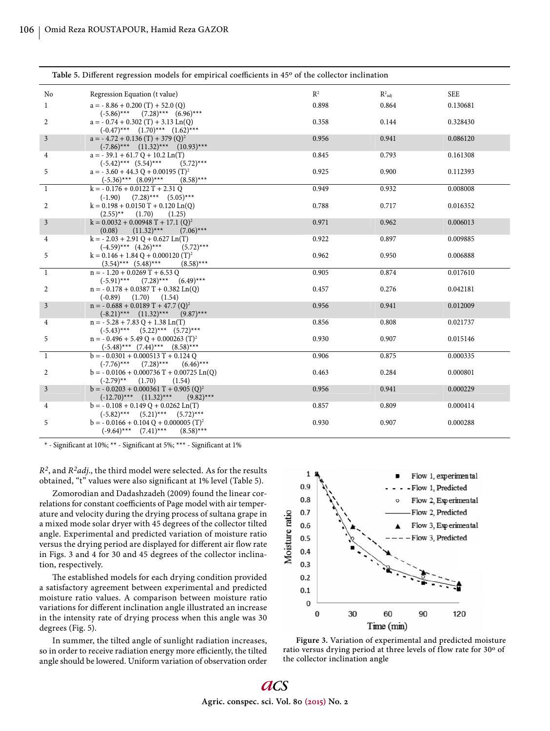**Table 5.** Different regression models for empirical coefficients in 45° of the collector inclination

| No | Regression Equation (t value) | $R^2$ | $R^2_{adj}$ | SEE |
|---|---|---|---|---|
| 1 | $a = -8.86 + 0.200\,(T) + 52.0\,(Q)$ <br> (-5.86)*** (7.28)*** (6.96)*** | 0.898 | 0.864 | 0.130681 |
| 2 | $a = -0.74 + 0.302\,(T) + 3.13\,\mathrm{Ln}(Q)$ <br> (-0.47)*** (1.70)*** (1.62)*** | 0.358 | 0.144 | 0.328430 |
| 3 | $a = -4.72 + 0.136\,(T) + 379\,(Q)^2$ <br> (-7.86)*** (11.32)*** (10.93)*** | 0.956 | 0.941 | 0.086120 |
| 4 | $a = -39.1 + 61.7\,Q + 10.2\,\mathrm{Ln}(T)$ <br> (-5.42)*** (5.54)*** (5.72)*** | 0.845 | 0.793 | 0.161308 |
| 5 | $a = -3.60 + 44.3\,Q + 0.00195\,(T)^2$ <br> (-5.36)*** (8.09)*** (8.58)*** | 0.925 | 0.900 | 0.112393 |
| 1 | $k = -0.176 + 0.0122\,T + 2.31\,Q$ <br> (-1.90) (7.28)*** (5.05)*** | 0.949 | 0.932 | 0.008008 |
| 2 | $k = 0.198 + 0.0150\,T + 0.120\,\mathrm{Ln}(Q)$ <br> (2.55)** (1.70) (1.25) | 0.788 | 0.717 | 0.016352 |
| 3 | $k = 0.0032 + 0.00948\,T + 17.1\,(Q)^2$ <br> (0.08) (11.32)*** (7.06)*** | 0.971 | 0.962 | 0.006013 |
| 4 | $k = -2.03 + 2.91\,Q + 0.627\,\mathrm{Ln}(T)$ <br> (-4.59)*** (4.26)*** (5.72)*** | 0.922 | 0.897 | 0.009885 |
| 5 | $k = 0.146 + 1.84\,Q + 0.000120\,(T)^2$ <br> (3.54)*** (5.48)*** (8.58)*** | 0.962 | 0.950 | 0.006888 |
| 1 | $n = -1.20 + 0.0269\,T + 6.53\,Q$ <br> (-5.91)*** (7.28)*** (6.49)*** | 0.905 | 0.874 | 0.017610 |
| 2 | $n = -0.178 + 0.0387\,T + 0.382\,\mathrm{Ln}(Q)$ <br> (-0.89) (1.70) (1.54) | 0.457 | 0.276 | 0.042181 |
| 3 | $n = -0.688 + 0.0189\,T + 47.7\,(Q)^2$ <br> (-8.21)*** (11.32)*** (9.87)*** | 0.956 | 0.941 | 0.012009 |
| 4 | $n = -5.28 + 7.83\,Q + 1.38\,\mathrm{Ln}(T)$ <br> (-5.43)*** (5.22)*** (5.72)*** | 0.856 | 0.808 | 0.021737 |
| 5 | $n = -0.496 + 5.49\,Q + 0.000263\,(T)^2$ <br> (-5.48)*** (7.44)*** (8.58)*** | 0.930 | 0.907 | 0.015146 |
| 1 | $b = -0.0301 + 0.000513\,T + 0.124\,Q$ <br> (-7.76)*** (7.28)*** (6.46)*** | 0.906 | 0.875 | 0.000335 |
| 2 | $b = -0.0106 + 0.000736\,T + 0.00725\,\mathrm{Ln}(Q)$ <br> (-2.79)** (1.70) (1.54) | 0.463 | 0.284 | 0.000801 |
| 3 | $b = -0.0203 + 0.000361\,T + 0.905\,(Q)^2$ <br> (-12.70)*** (11.32)*** (9.82)*** | 0.956 | 0.941 | 0.000229 |
| 4 | $b = -0.108 + 0.149\,Q + 0.0262\,\mathrm{Ln}(T)$ <br> (-5.82)*** (5.21)*** (5.72)*** | 0.857 | 0.809 | 0.000414 |
| 5 | $b = -0.0166 + 0.104\,Q + 0.000005\,(T)^2$ <br> (-9.64)*** (7.41)*** (8.58)*** | 0.930 | 0.907 | 0.000288 |

\* - Significant at 10%; ** - Significant at 5%; *** - Significant at 1%

$R^2$, and $R^2adj$., the third model were selected. As for the results obtained, "t" values were also significant at 1% level (Table 5).

Zomorodian and Dadashzadeh (2009) found the linear correlations for constant coefficients of Page model with air temperature and velocity during the drying process of sultana grape in a mixed mode solar dryer with 45 degrees of the collector tilted angle. Experimental and predicted variation of moisture ratio versus the drying period are displayed for different air flow rate in Figs. 3 and 4 for 30 and 45 degrees of the collector inclination, respectively.

The established models for each drying condition provided a satisfactory agreement between experimental and predicted moisture ratio values. A comparison between moisture ratio variations for different inclination angle illustrated an increase in the intensity rate of drying process when this angle was 30 degrees (Fig. 5).

In summer, the tilted angle of sunlight radiation increases, so in order to receive radiation energy more efficiently, the tilted angle should be lowered. Uniform variation of observation order

**Figure 3.** Variation of experimental and predicted moisture ratio versus drying period at three levels of flow rate for 30° of the collector inclination angle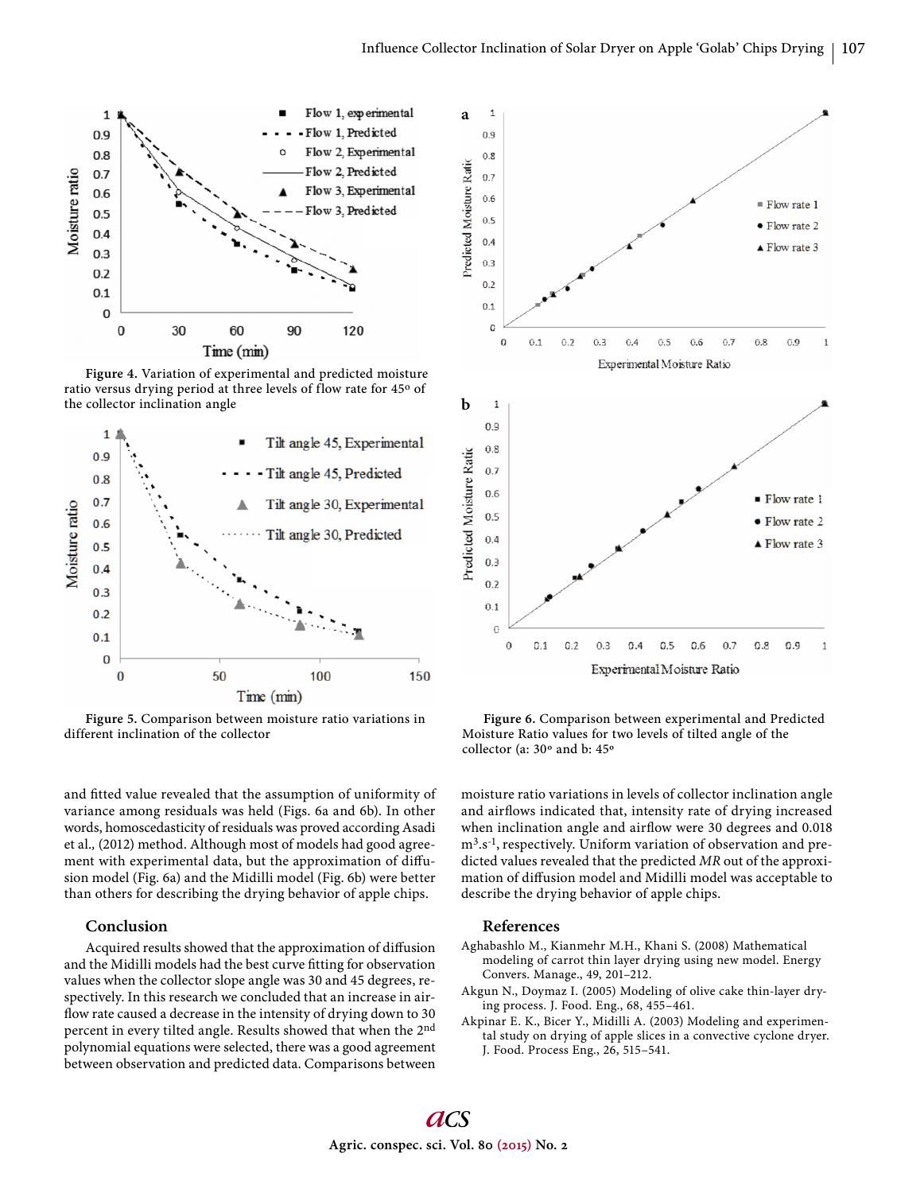Figure 4. Variation of experimental and predicted moisture ratio versus drying period at three levels of flow rate for 45º of the collector inclination angle

Figure 5. Comparison between moisture ratio variations in different inclination of the collector

Figure 6. Comparison between experimental and Predicted Moisture Ratio values for two levels of tilted angle of the collector (a: 30º and b: 45º

and fitted value revealed that the assumption of uniformity of variance among residuals was held (Figs. 6a and 6b). In other words, homoscedasticity of residuals was proved according Asadi et al., (2012) method. Although most of models had good agreement with experimental data, but the approximation of diffusion model (Fig. 6a) and the Midilli model (Fig. 6b) were better than others for describing the drying behavior of apple chips.

## Conclusion

Acquired results showed that the approximation of diffusion and the Midilli models had the best curve fitting for observation values when the collector slope angle was 30 and 45 degrees, respectively. In this research we concluded that an increase in airflow rate caused a decrease in the intensity of drying down to 30 percent in every tilted angle. Results showed that when the 2nd polynomial equations were selected, there was a good agreement between observation and predicted data. Comparisons between moisture ratio variations in levels of collector inclination angle and airflows indicated that, intensity rate of drying increased when inclination angle and airflow were 30 degrees and 0.018 $m^3.s^{-1}$, respectively. Uniform variation of observation and predicted values revealed that the predicted *MR* out of the approximation of diffusion model and Midilli model was acceptable to describe the drying behavior of apple chips.

## References

Aghabashlo M., Kianmehr M.H., Khani S. (2008) Mathematical modeling of carrot thin layer drying using new model. Energy Convers. Manage., 49, 201–212.

Akgun N., Doymaz I. (2005) Modeling of olive cake thin-layer drying process. J. Food. Eng., 68, 455–461.

Akpinar E. K., Bicer Y., Midilli A. (2003) Modeling and experimental study on drying of apple slices in a convective cyclone dryer. J. Food. Process Eng., 26, 515–541.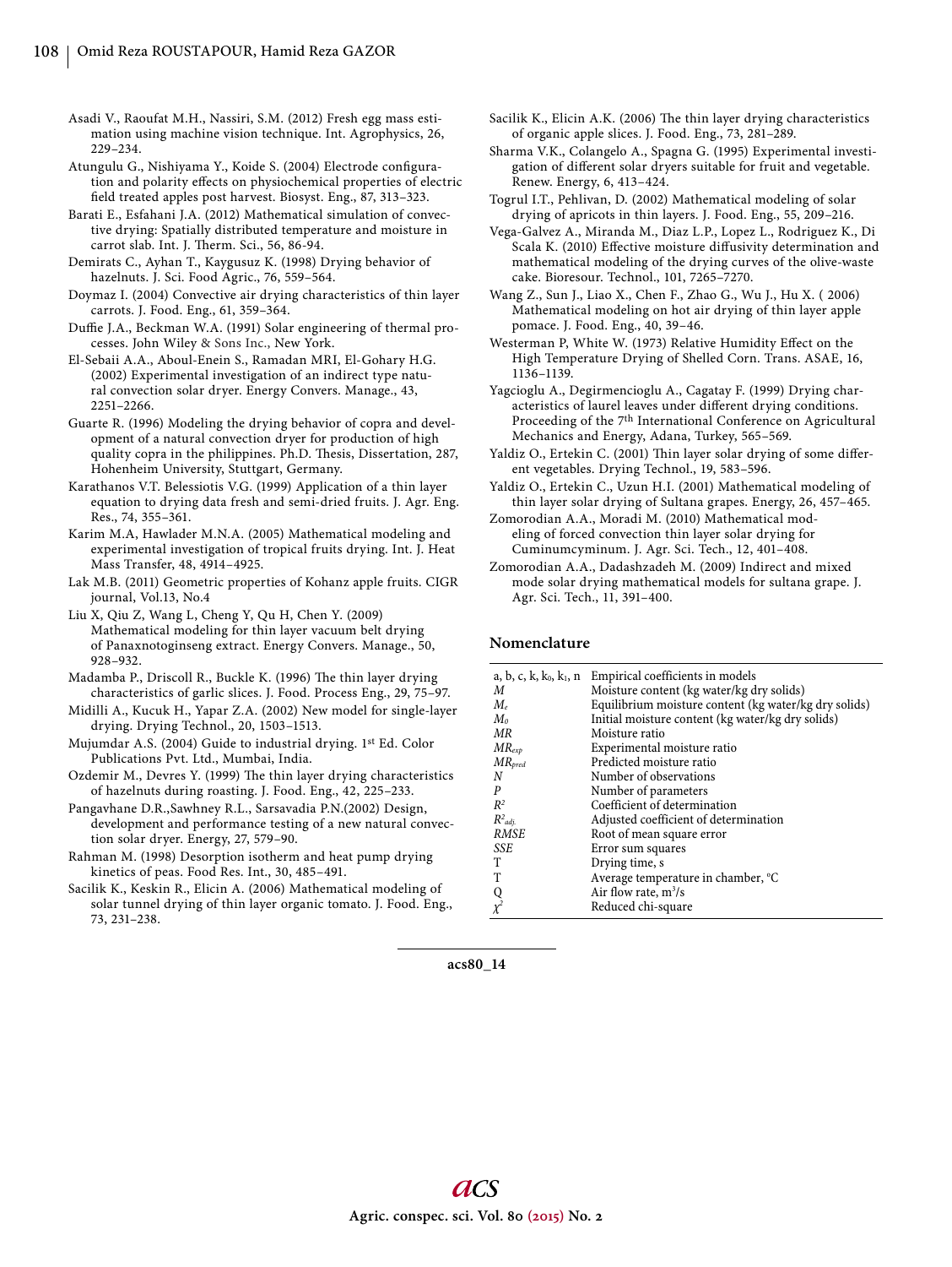Asadi V., Raoufat M.H., Nassiri, S.M. (2012) Fresh egg mass estimation using machine vision technique. Int. Agrophysics, 26, 229–234.

Atungulu G., Nishiyama Y., Koide S. (2004) Electrode configuration and polarity effects on physiochemical properties of electric field treated apples post harvest. Biosyst. Eng., 87, 313–323.

Barati E., Esfahani J.A. (2012) Mathematical simulation of convective drying: Spatially distributed temperature and moisture in carrot slab. Int. J. Therm. Sci., 56, 86-94.

Demirats C., Ayhan T., Kaygusuz K. (1998) Drying behavior of hazelnuts. J. Sci. Food Agric., 76, 559–564.

Doymaz I. (2004) Convective air drying characteristics of thin layer carrots. J. Food. Eng., 61, 359–364.

Duffie J.A., Beckman W.A. (1991) Solar engineering of thermal processes. John Wiley & Sons Inc., New York.

El-Sebaii A.A., Aboul-Enein S., Ramadan MRI, El-Gohary H.G. (2002) Experimental investigation of an indirect type natural convection solar dryer. Energy Convers. Manage., 43, 2251–2266.

Guarte R. (1996) Modeling the drying behavior of copra and development of a natural convection dryer for production of high quality copra in the philippines. Ph.D. Thesis, Dissertation, 287, Hohenheim University, Stuttgart, Germany.

Karathanos V.T. Belessiotis V.G. (1999) Application of a thin layer equation to drying data fresh and semi-dried fruits. J. Agr. Eng. Res., 74, 355–361.

Karim M.A, Hawlader M.N.A. (2005) Mathematical modeling and experimental investigation of tropical fruits drying. Int. J. Heat Mass Transfer, 48, 4914–4925.

Lak M.B. (2011) Geometric properties of Kohanz apple fruits. CIGR journal, Vol.13, No.4

Liu X, Qiu Z, Wang L, Cheng Y, Qu H, Chen Y. (2009) Mathematical modeling for thin layer vacuum belt drying of Panaxnotoginseng extract. Energy Convers. Manage., 50, 928–932.

Madamba P., Driscoll R., Buckle K. (1996) The thin layer drying characteristics of garlic slices. J. Food. Process Eng., 29, 75–97.

Midilli A., Kucuk H., Yapar Z.A. (2002) New model for single-layer drying. Drying Technol., 20, 1503–1513.

Mujumdar A.S. (2004) Guide to industrial drying. 1st Ed. Color Publications Pvt. Ltd., Mumbai, India.

Ozdemir M., Devres Y. (1999) The thin layer drying characteristics of hazelnuts during roasting. J. Food. Eng., 42, 225–233.

Pangavhane D.R.,Sawhney R.L., Sarsavadia P.N.(2002) Design, development and performance testing of a new natural convection solar dryer. Energy, 27, 579–90.

Rahman M. (1998) Desorption isotherm and heat pump drying kinetics of peas. Food Res. Int., 30, 485–491.

Sacilik K., Keskin R., Elicin A. (2006) Mathematical modeling of solar tunnel drying of thin layer organic tomato. J. Food. Eng., 73, 231–238.

Sacilik K., Elicin A.K. (2006) The thin layer drying characteristics of organic apple slices. J. Food. Eng., 73, 281–289.

Sharma V.K., Colangelo A., Spagna G. (1995) Experimental investigation of different solar dryers suitable for fruit and vegetable. Renew. Energy, 6, 413–424.

Togrul I.T., Pehlivan, D. (2002) Mathematical modeling of solar drying of apricots in thin layers. J. Food. Eng., 55, 209–216.

Vega-Galvez A., Miranda M., Diaz L.P., Lopez L., Rodriguez K., Di Scala K. (2010) Effective moisture diffusivity determination and mathematical modeling of the drying curves of the olive-waste cake. Bioresour. Technol., 101, 7265–7270.

Wang Z., Sun J., Liao X., Chen F., Zhao G., Wu J., Hu X. ( 2006) Mathematical modeling on hot air drying of thin layer apple pomace. J. Food. Eng., 40, 39–46.

Westerman P, White W. (1973) Relative Humidity Effect on the High Temperature Drying of Shelled Corn. Trans. ASAE, 16, 1136–1139.

Yagcioglu A., Degirmencioglu A., Cagatay F. (1999) Drying characteristics of laurel leaves under different drying conditions. Proceeding of the 7th International Conference on Agricultural Mechanics and Energy, Adana, Turkey, 565–569.

Yaldiz O., Ertekin C. (2001) Thin layer solar drying of some different vegetables. Drying Technol., 19, 583–596.

Yaldiz O., Ertekin C., Uzun H.I. (2001) Mathematical modeling of thin layer solar drying of Sultana grapes. Energy, 26, 457–465.

Zomorodian A.A., Moradi M. (2010) Mathematical modeling of forced convection thin layer solar drying for Cuminumcyminum. J. Agr. Sci. Tech., 12, 401–408.

Zomorodian A.A., Dadashzadeh M. (2009) Indirect and mixed mode solar drying mathematical models for sultana grape. J. Agr. Sci. Tech., 11, 391–400.

## Nomenclature

| | |
|---|---|
| a, b, c, k, $k_0$, $k_1$, n | Empirical coefficients in models |
| $M$ | Moisture content (kg water/kg dry solids) |
| $M_e$ | Equilibrium moisture content (kg water/kg dry solids) |
| $M_0$ | Initial moisture content (kg water/kg dry solids) |
| $MR$ | Moisture ratio |
| $MR_{exp}$ | Experimental moisture ratio |
| $MR_{pred}$ | Predicted moisture ratio |
| $N$ | Number of observations |
| $P$ | Number of parameters |
| $R^2$ | Coefficient of determination |
| $R^2_{adj.}$ | Adjusted coefficient of determination |
| $RMSE$ | Root of mean square error |
| $SSE$ | Error sum squares |
| T | Drying time, s |
| T | Average temperature in chamber, °C |
| Q | Air flow rate, $m^3/s$ |
| $\chi^2$ | Reduced chi-square |

acs80_14